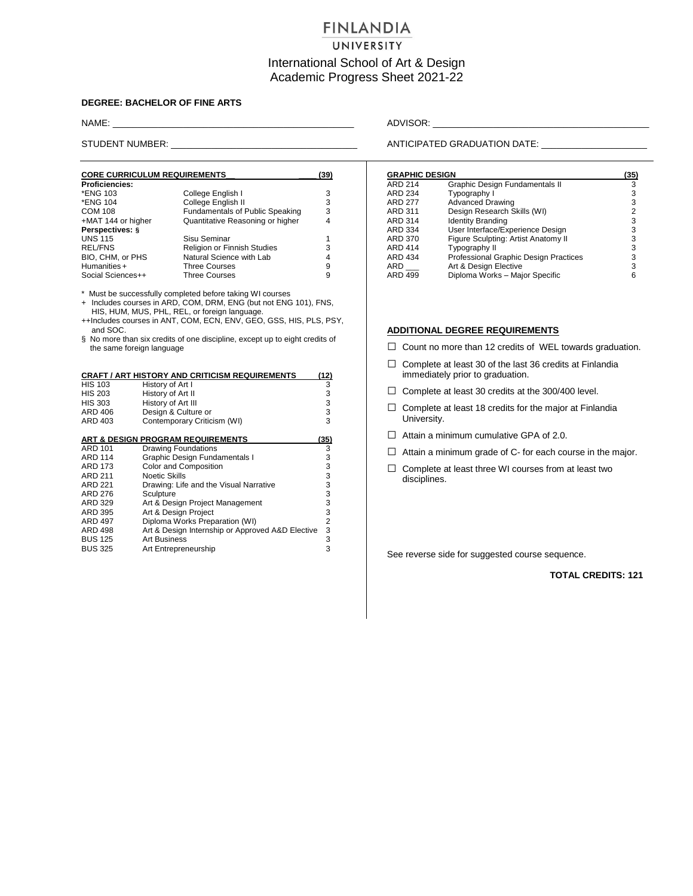# FINLANDIA UNIVERSITY

## International School of Art & Design
## Academic Progress Sheet 2021-22

**DEGREE: BACHELOR OF FINE ARTS**

NAME: ______________________________ ADVISOR: ______________________________

STUDENT NUMBER: ______________________________ ANTICIPATED GRADUATION DATE: ____________________

| **CORE CURRICULUM REQUIREMENTS** | | **(39)** |
|---|---|---|
| **Proficiencies:** | | |
| *ENG 103 | College English I | 3 |
| *ENG 104 | College English II | 3 |
| COM 108 | Fundamentals of Public Speaking | 3 |
| +MAT 144 or higher | Quantitative Reasoning or higher | 4 |
| **Perspectives: §** | | |
| UNS 115 | Sisu Seminar | 1 |
| REL/FNS | Religion or Finnish Studies | 3 |
| BIO, CHM, or PHS | Natural Science with Lab | 4 |
| Humanities + | Three Courses | 9 |
| Social Sciences++ | Three Courses | 9 |

\* Must be successfully completed before taking WI courses
+ Includes courses in ARD, COM, DRM, ENG (but not ENG 101), FNS, HIS, HUM, MUS, PHL, REL, or foreign language.
++Includes courses in ANT, COM, ECN, ENV, GEO, GSS, HIS, PLS, PSY, and SOC.
§ No more than six credits of one discipline, except up to eight credits of the same foreign language

| **CRAFT / ART HISTORY AND CRITICISM REQUIREMENTS** | | **(12)** |
|---|---|---|
| HIS 103 | History of Art I | 3 |
| HIS 203 | History of Art II | 3 |
| HIS 303 | History of Art III | 3 |
| ARD 406 | Design & Culture or | 3 |
| ARD 403 | Contemporary Criticism (WI) | 3 |

| **ART & DESIGN PROGRAM REQUIREMENTS** | | **(35)** |
|---|---|---|
| ARD 101 | Drawing Foundations | 3 |
| ARD 114 | Graphic Design Fundamentals I | 3 |
| ARD 173 | Color and Composition | 3 |
| ARD 211 | Noetic Skills | 3 |
| ARD 221 | Drawing: Life and the Visual Narrative | 3 |
| ARD 276 | Sculpture | 3 |
| ARD 329 | Art & Design Project Management | 3 |
| ARD 395 | Art & Design Project | 3 |
| ARD 497 | Diploma Works Preparation (WI) | 2 |
| ARD 498 | Art & Design Internship or Approved A&D Elective | 3 |
| BUS 125 | Art Business | 3 |
| BUS 325 | Art Entrepreneurship | 3 |

| **GRAPHIC DESIGN** | | **(35)** |
|---|---|---|
| ARD 214 | Graphic Design Fundamentals II | 3 |
| ARD 234 | Typography I | 3 |
| ARD 277 | Advanced Drawing | 3 |
| ARD 311 | Design Research Skills (WI) | 2 |
| ARD 314 | Identity Branding | 3 |
| ARD 334 | User Interface/Experience Design | 3 |
| ARD 370 | Figure Sculpting: Artist Anatomy II | 3 |
| ARD 414 | Typography II | 3 |
| ARD 434 | Professional Graphic Design Practices | 3 |
| ARD ___ | Art & Design Elective | 3 |
| ARD 499 | Diploma Works – Major Specific | 6 |

**ADDITIONAL DEGREE REQUIREMENTS**

- ☐ Count no more than 12 credits of WEL towards graduation.
- ☐ Complete at least 30 of the last 36 credits at Finlandia immediately prior to graduation.
- ☐ Complete at least 30 credits at the 300/400 level.
- ☐ Complete at least 18 credits for the major at Finlandia University.
- ☐ Attain a minimum cumulative GPA of 2.0.
- ☐ Attain a minimum grade of C- for each course in the major.
- ☐ Complete at least three WI courses from at least two disciplines.

See reverse side for suggested course sequence.

**TOTAL CREDITS: 121**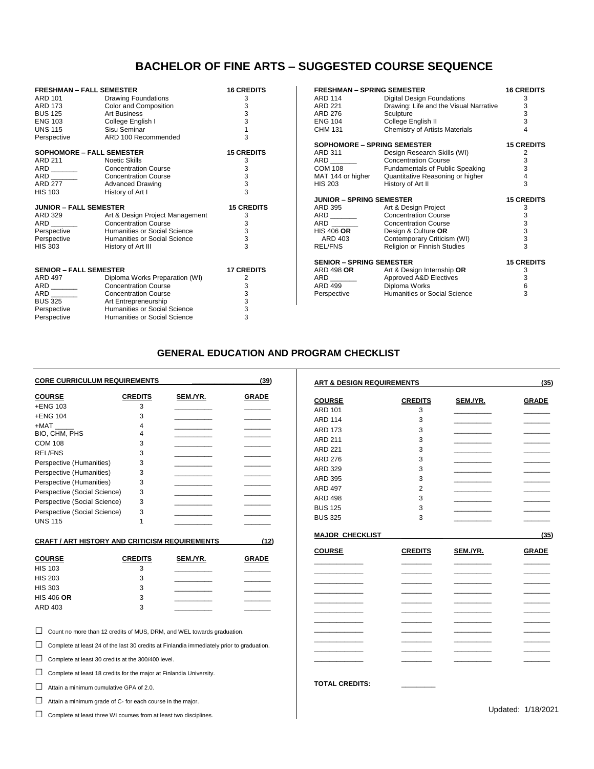# BACHELOR OF FINE ARTS – SUGGESTED COURSE SEQUENCE

| FRESHMAN – FALL SEMESTER | | 16 CREDITS |
|---|---|---|
| ARD 101 | Drawing Foundations | 3 |
| ARD 173 | Color and Composition | 3 |
| BUS 125 | Art Business | 3 |
| ENG 103 | College English I | 3 |
| UNS 115 | Sisu Seminar | 1 |
| Perspective | ARD 100 Recommended | 3 |

| FRESHMAN – SPRING SEMESTER | | 16 CREDITS |
|---|---|---|
| ARD 114 | Digital Design Foundations | 3 |
| ARD 221 | Drawing: Life and the Visual Narrative | 3 |
| ARD 276 | Sculpture | 3 |
| ENG 104 | College English II | 3 |
| CHM 131 | Chemistry of Artists Materials | 4 |

| SOPHOMORE – FALL SEMESTER | | 15 CREDITS |
|---|---|---|
| ARD 211 | Noetic Skills | 3 |
| ARD _______ | Concentration Course | 3 |
| ARD _______ | Concentration Course | 3 |
| ARD 277 | Advanced Drawing | 3 |
| HIS 103 | History of Art I | 3 |

| SOPHOMORE – SPRING SEMESTER | | 15 CREDITS |
|---|---|---|
| ARD 311 | Design Research Skills (WI) | 2 |
| ARD _______ | Concentration Course | 3 |
| COM 108 | Fundamentals of Public Speaking | 3 |
| MAT 144 or higher | Quantitative Reasoning or higher | 4 |
| HIS 203 | History of Art II | 3 |

| JUNIOR – FALL SEMESTER | | 15 CREDITS |
|---|---|---|
| ARD 329 | Art & Design Project Management | 3 |
| ARD _______ | Concentration Course | 3 |
| Perspective | Humanities or Social Science | 3 |
| Perspective | Humanities or Social Science | 3 |
| HIS 303 | History of Art III | 3 |

| JUNIOR – SPRING SEMESTER | | 15 CREDITS |
|---|---|---|
| ARD 395 | Art & Design Project | 3 |
| ARD _______ | Concentration Course | 3 |
| ARD _______ | Concentration Course | 3 |
| HIS 406 **OR** | Design & Culture **OR** | 3 |
| ARD 403 | Contemporary Criticism (WI) | 3 |
| REL/FNS | Religion or Finnish Studies | 3 |

| SENIOR – FALL SEMESTER | | 17 CREDITS |
|---|---|---|
| ARD 497 | Diploma Works Preparation (WI) | 2 |
| ARD _______ | Concentration Course | 3 |
| ARD _______ | Concentration Course | 3 |
| BUS 325 | Art Entrepreneurship | 3 |
| Perspective | Humanities or Social Science | 3 |
| Perspective | Humanities or Social Science | 3 |

| SENIOR – SPRING SEMESTER | | 15 CREDITS |
|---|---|---|
| ARD 498 **OR** | Art & Design Internship **OR** | 3 |
| ARD _______ | Approved A&D Electives | 3 |
| ARD 499 | Diploma Works | 6 |
| Perspective | Humanities or Social Science | 3 |

## GENERAL EDUCATION AND PROGRAM CHECKLIST

**CORE CURRICULUM REQUIREMENTS (39)**

| COURSE | CREDITS | SEM./YR. | GRADE |
|---|---|---|---|
| +ENG 103 | 3 | | |
| +ENG 104 | 3 | | |
| +MAT _____ | 4 | | |
| BIO, CHM, PHS | 4 | | |
| COM 108 | 3 | | |
| REL/FNS | 3 | | |
| Perspective (Humanities) | 3 | | |
| Perspective (Humanities) | 3 | | |
| Perspective (Humanities) | 3 | | |
| Perspective (Social Science) | 3 | | |
| Perspective (Social Science) | 3 | | |
| Perspective (Social Science) | 3 | | |
| UNS 115 | 1 | | |

**CRAFT / ART HISTORY AND CRITICISM REQUIREMENTS (12)**

| COURSE | CREDITS | SEM./YR. | GRADE |
|---|---|---|---|
| HIS 103 | 3 | | |
| HIS 203 | 3 | | |
| HIS 303 | 3 | | |
| HIS 406 **OR** | 3 | | |
| ARD 403 | 3 | | |

- ☐ Count no more than 12 credits of MUS, DRM, and WEL towards graduation.
- ☐ Complete at least 24 of the last 30 credits at Finlandia University immediately prior to graduation.
- ☐ Complete at least 30 credits at the 300/400 level.
- ☐ Complete at least 18 credits for the major at Finlandia University.
- ☐ Attain a minimum cumulative GPA of 2.0.
- ☐ Attain a minimum grade of C- for each course in the major.
- ☐ Complete at least three WI courses from at least two disciplines.

**ART & DESIGN REQUIREMENTS (35)**

| COURSE | CREDITS | SEM./YR. | GRADE |
|---|---|---|---|
| ARD 101 | 3 | | |
| ARD 114 | 3 | | |
| ARD 173 | 3 | | |
| ARD 211 | 3 | | |
| ARD 221 | 3 | | |
| ARD 276 | 3 | | |
| ARD 329 | 3 | | |
| ARD 395 | 3 | | |
| ARD 497 | 2 | | |
| ARD 498 | 3 | | |
| BUS 125 | 3 | | |
| BUS 325 | 3 | | |

**MAJOR CHECKLIST (35)**

| COURSE | CREDITS | SEM./YR. | GRADE |
|---|---|---|---|
| | | | |
| | | | |
| | | | |
| | | | |
| | | | |
| | | | |
| | | | |
| | | | |
| | | | |
| | | | |
| | | | |

**TOTAL CREDITS:** _________

Updated: 1/18/2021